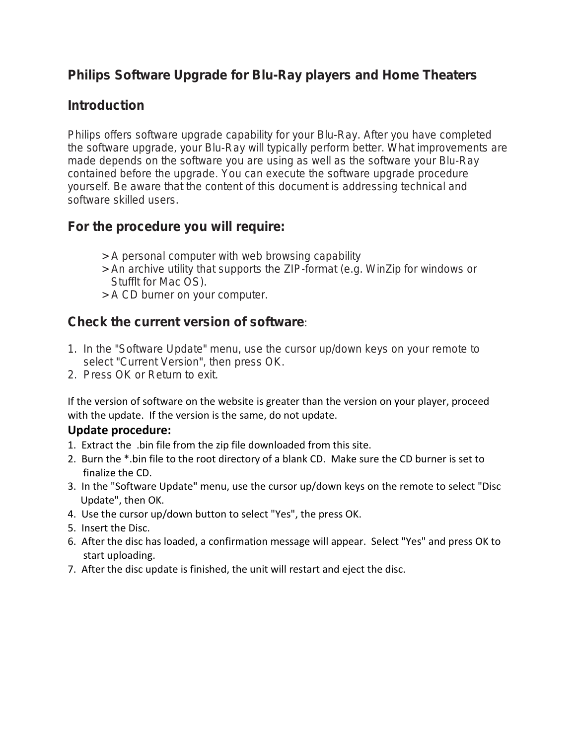# Philips Software Upgrade for Blu-Ray players and Home Theaters

## Introduction

Philips offers software upgrade capability for your Blu-Ray. After you have completed the software upgrade, your Blu-Ray will typically perform better. What improvements are made depends on the software you are using as well as the software your Blu-Ray contained before the upgrade. You can execute the software upgrade procedure yourself. Be aware that the content of this document is addressing technical and software skilled users.

## For the procedure you will require:

> A personal computer with web browsing capability
> An archive utility that supports the ZIP-format (e.g. WinZip for windows or StuffIt for Mac OS).
> A CD burner on your computer.

## Check the current version of software:

1. In the "Software Update" menu, use the cursor up/down keys on your remote to select "Current Version", then press OK.
2. Press OK or Return to exit.

If the version of software on the website is greater than the version on your player, proceed with the update. If the version is the same, do not update.

### Update procedure:

1. Extract the .bin file from the zip file downloaded from this site.
2. Burn the *.bin file to the root directory of a blank CD. Make sure the CD burner is set to finalize the CD.
3. In the "Software Update" menu, use the cursor up/down keys on the remote to select "Disc Update", then OK.
4. Use the cursor up/down button to select "Yes", the press OK.
5. Insert the Disc.
6. After the disc has loaded, a confirmation message will appear. Select "Yes" and press OK to start uploading.
7. After the disc update is finished, the unit will restart and eject the disc.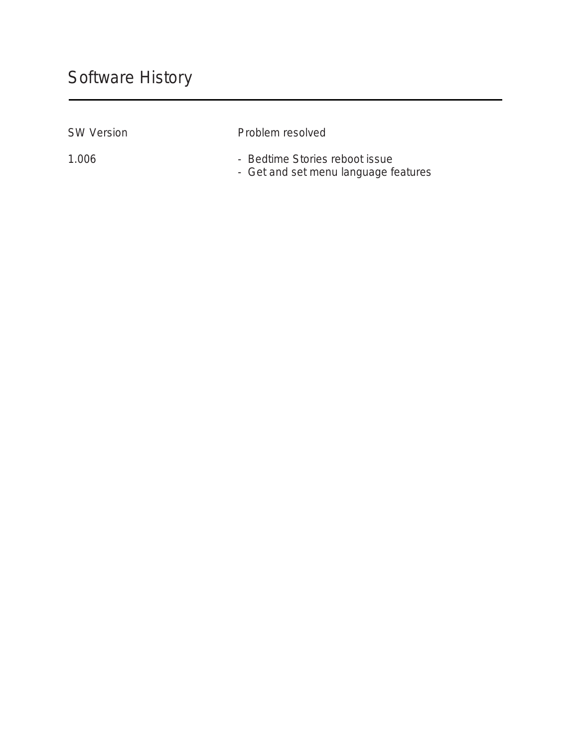# Software History

| SW Version | Problem resolved |
| --- | --- |
| 1.006 | - Bedtime Stories reboot issue<br>- Get and set menu language features |